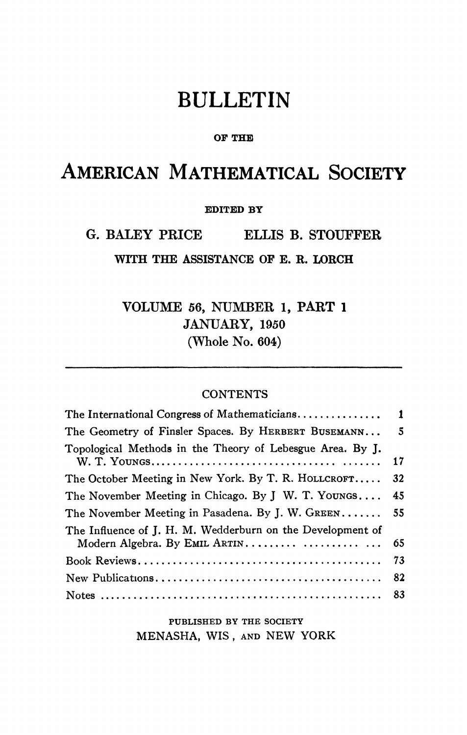# BULLETIN

OF THE

# AMERICAN MATHEMATICAL SOCIETY

EDITED BY

**G. BALEY PRICE ELLIS B. STOUFFER**

WITH THE ASSISTANCE OF E. R. LORCH

**VOLUME 56, NUMBER 1, PART 1**
**JANUARY, 1950**
**(Whole No. 604)**

---

CONTENTS

| | |
|---|---|
| The International Congress of Mathematicians | 1 |
| The Geometry of Finsler Spaces. By HERBERT BUSEMANN | 5 |
| Topological Methods in the Theory of Lebesgue Area. By J. W. T. YOUNGS | 17 |
| The October Meeting in New York. By T. R. HOLLCROFT | 32 |
| The November Meeting in Chicago. By J W. T. YOUNGS | 45 |
| The November Meeting in Pasadena. By J. W. GREEN | 55 |
| The Influence of J. H. M. Wedderburn on the Development of Modern Algebra. By EMIL ARTIN | 65 |
| Book Reviews | 73 |
| New Publications | 82 |
| Notes | 83 |

PUBLISHED BY THE SOCIETY
MENASHA, WIS, AND NEW YORK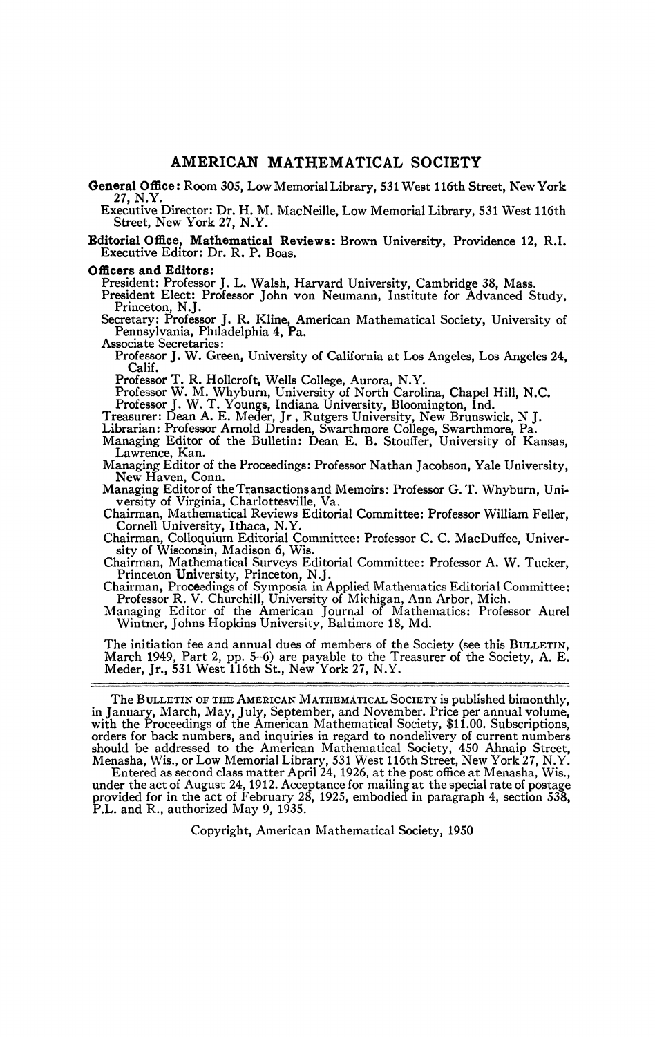# AMERICAN MATHEMATICAL SOCIETY

**General Office:** Room 305, Low Memorial Library, 531 West 116th Street, New York 27, N.Y.

Executive Director: Dr. H. M. MacNeille, Low Memorial Library, 531 West 116th Street, New York 27, N.Y.

**Editorial Office, Mathematical Reviews:** Brown University, Providence 12, R.I.

Executive Editor: Dr. R. P. Boas.

**Officers and Editors:**

President: Professor J. L. Walsh, Harvard University, Cambridge 38, Mass.

President Elect: Professor John von Neumann, Institute for Advanced Study, Princeton, N.J.

Secretary: Professor J. R. Kline, American Mathematical Society, University of Pennsylvania, Philadelphia 4, Pa.

Associate Secretaries:

Professor J. W. Green, University of California at Los Angeles, Los Angeles 24, Calif.

Professor T. R. Hollcroft, Wells College, Aurora, N.Y.

Professor W. M. Whyburn, University of North Carolina, Chapel Hill, N.C.

Professor J. W. T. Youngs, Indiana University, Bloomington, Ind.

Treasurer: Dean A. E. Meder, Jr , Rutgers University, New Brunswick, N J.

Librarian: Professor Arnold Dresden, Swarthmore College, Swarthmore, Pa.

Managing Editor of the Bulletin: Dean E. B. Stouffer, University of Kansas, Lawrence, Kan.

Managing Editor of the Proceedings: Professor Nathan Jacobson, Yale University, New Haven, Conn.

Managing Editor of the Transactions and Memoirs: Professor G. T. Whyburn, University of Virginia, Charlottesville, Va.

Chairman, Mathematical Reviews Editorial Committee: Professor William Feller, Cornell University, Ithaca, N.Y.

Chairman, Colloquium Editorial Committee: Professor C. C. MacDuffee, University of Wisconsin, Madison 6, Wis.

Chairman, Mathematical Surveys Editorial Committee: Professor A. W. Tucker, Princeton University, Princeton, N.J.

Chairman, Proceedings of Symposia in Applied Mathematics Editorial Committee: Professor R. V. Churchill, University of Michigan, Ann Arbor, Mich.

Managing Editor of the American Journal of Mathematics: Professor Aurel Wintner, Johns Hopkins University, Baltimore 18, Md.

The initiation fee and annual dues of members of the Society (see this BULLETIN, March 1949, Part 2, pp. 5–6) are payable to the Treasurer of the Society, A. E. Meder, Jr., 531 West 116th St., New York 27, N.Y.

---

The BULLETIN OF THE AMERICAN MATHEMATICAL SOCIETY is published bimonthly, in January, March, May, July, September, and November. Price per annual volume, with the Proceedings of the American Mathematical Society, $11.00. Subscriptions, orders for back numbers, and inquiries in regard to nondelivery of current numbers should be addressed to the American Mathematical Society, 450 Ahnaip Street, Menasha, Wis., or Low Memorial Library, 531 West 116th Street, New York 27, N.Y.

Entered as second class matter April 24, 1926, at the post office at Menasha, Wis., under the act of August 24, 1912. Acceptance for mailing at the special rate of postage provided for in the act of February 28, 1925, embodied in paragraph 4, section 538, P.L. and R., authorized May 9, 1935.

Copyright, American Mathematical Society, 1950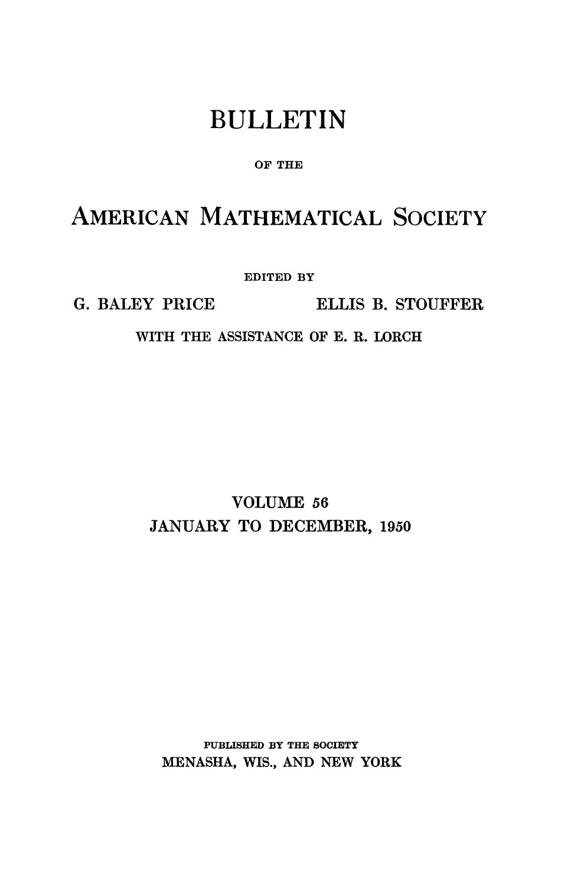# BULLETIN

OF THE

# AMERICAN MATHEMATICAL SOCIETY

EDITED BY

G. BALEY PRICE ELLIS B. STOUFFER

WITH THE ASSISTANCE OF E. R. LORCH

VOLUME 56

JANUARY TO DECEMBER, 1950

PUBLISHED BY THE SOCIETY

MENASHA, WIS., AND NEW YORK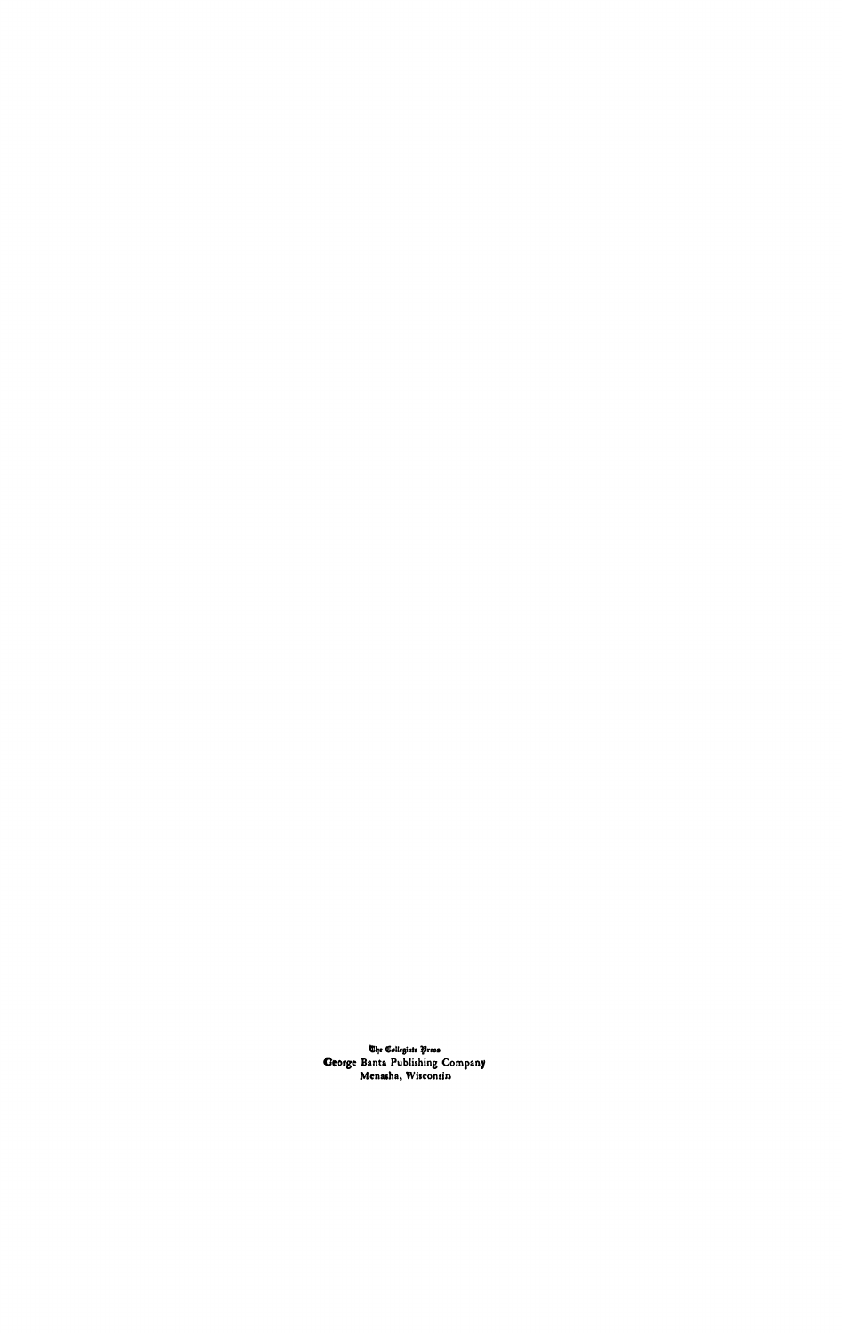The Collegiate Press
George Banta Publishing Company
Menasha, Wisconsin